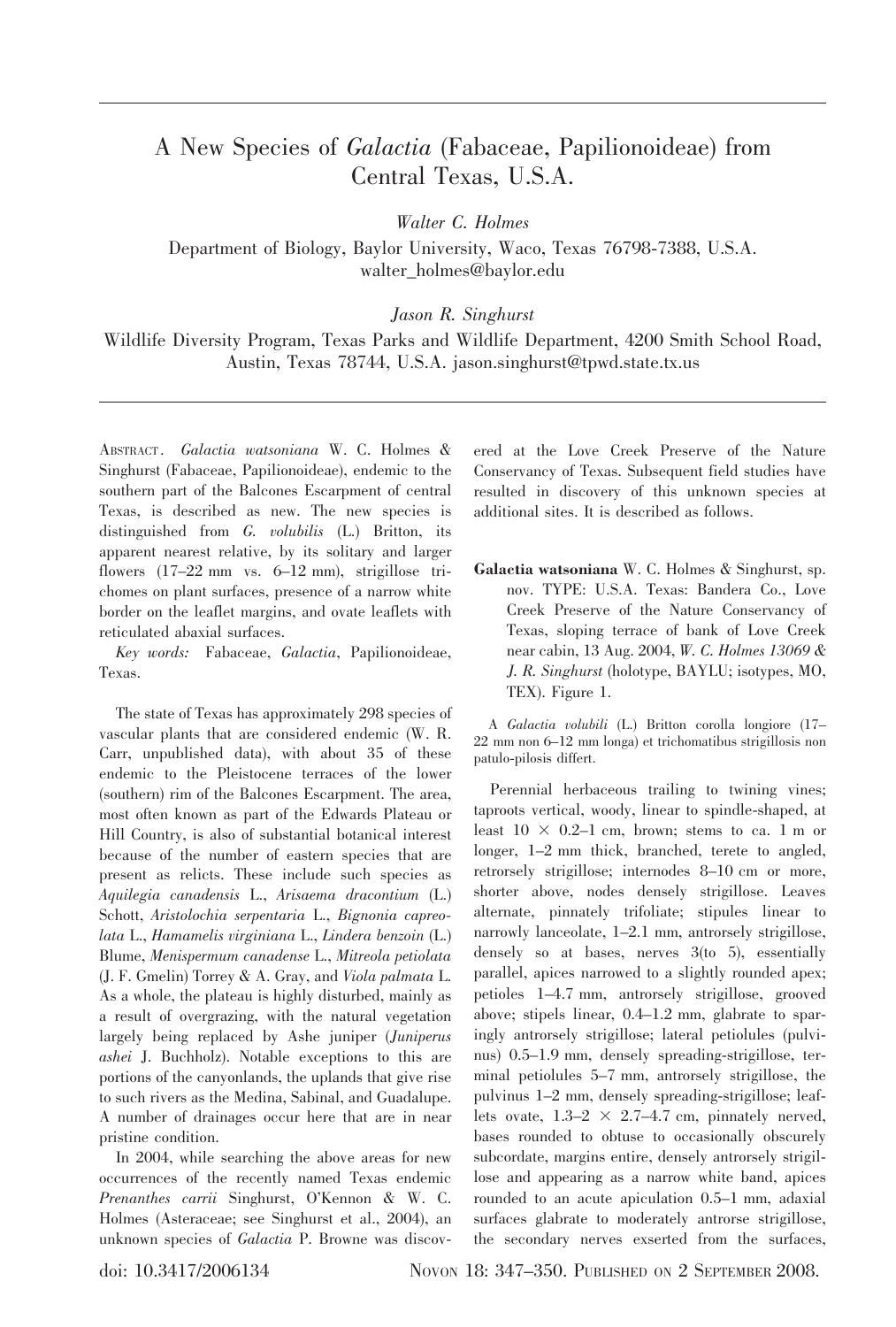# A New Species of *Galactia* (Fabaceae, Papilionoideae) from Central Texas, U.S.A.

*Walter C. Holmes*
Department of Biology, Baylor University, Waco, Texas 76798-7388, U.S.A.
walter_holmes@baylor.edu

*Jason R. Singhurst*
Wildlife Diversity Program, Texas Parks and Wildlife Department, 4200 Smith School Road, Austin, Texas 78744, U.S.A. jason.singhurst@tpwd.state.tx.us

ABSTRACT. *Galactia watsoniana* W. C. Holmes & Singhurst (Fabaceae, Papilionoideae), endemic to the southern part of the Balcones Escarpment of central Texas, is described as new. The new species is distinguished from *G. volubilis* (L.) Britton, its apparent nearest relative, by its solitary and larger flowers (17–22 mm vs. 6–12 mm), strigillose trichomes on plant surfaces, presence of a narrow white border on the leaflet margins, and ovate leaflets with reticulated abaxial surfaces.

*Key words:* Fabaceae, *Galactia*, Papilionoideae, Texas.

The state of Texas has approximately 298 species of vascular plants that are considered endemic (W. R. Carr, unpublished data), with about 35 of these endemic to the Pleistocene terraces of the lower (southern) rim of the Balcones Escarpment. The area, most often known as part of the Edwards Plateau or Hill Country, is also of substantial botanical interest because of the number of eastern species that are present as relicts. These include such species as *Aquilegia canadensis* L., *Arisaema dracontium* (L.) Schott, *Aristolochia serpentaria* L., *Bignonia capreolata* L., *Hamamelis virginiana* L., *Lindera benzoin* (L.) Blume, *Menispermum canadense* L., *Mitreola petiolata* (J. F. Gmelin) Torrey & A. Gray, and *Viola palmata* L. As a whole, the plateau is highly disturbed, mainly as a result of overgrazing, with the natural vegetation largely being replaced by Ashe juniper (*Juniperus ashei* J. Buchholz). Notable exceptions to this are portions of the canyonlands, the uplands that give rise to such rivers as the Medina, Sabinal, and Guadalupe. A number of drainages occur here that are in near pristine condition.

In 2004, while searching the above areas for new occurrences of the recently named Texas endemic *Prenanthes carrii* Singhurst, O'Kennon & W. C. Holmes (Asteraceae; see Singhurst et al., 2004), an unknown species of *Galactia* P. Browne was discovered at the Love Creek Preserve of the Nature Conservancy of Texas. Subsequent field studies have resulted in discovery of this unknown species at additional sites. It is described as follows.

**Galactia watsoniana** W. C. Holmes & Singhurst, sp. nov. TYPE: U.S.A. Texas: Bandera Co., Love Creek Preserve of the Nature Conservancy of Texas, sloping terrace of bank of Love Creek near cabin, 13 Aug. 2004, *W. C. Holmes 13069 & J. R. Singhurst* (holotype, BAYLU; isotypes, MO, TEX). Figure 1.

A *Galactia volubili* (L.) Britton corolla longiore (17–22 mm non 6–12 mm longa) et trichomatibus strigillosis non patulo-pilosis differt.

Perennial herbaceous trailing to twining vines; taproots vertical, woody, linear to spindle-shaped, at least 10 × 0.2–1 cm, brown; stems to ca. 1 m or longer, 1–2 mm thick, branched, terete to angled, retrorsely strigillose; internodes 8–10 cm or more, shorter above, nodes densely strigillose. Leaves alternate, pinnately trifoliate; stipules linear to narrowly lanceolate, 1–2.1 mm, antrorsely strigillose, densely so at bases, nerves 3(to 5), essentially parallel, apices narrowed to a slightly rounded apex; petioles 1–4.7 mm, antrorsely strigillose, grooved above; stipels linear, 0.4–1.2 mm, glabrate to sparingly antrorsely strigillose; lateral petiolules (pulvinus) 0.5–1.9 mm, densely spreading-strigillose, terminal petiolules 5–7 mm, antrorsely strigillose, the pulvinus 1–2 mm, densely spreading-strigillose; leaflets ovate, 1.3–2 × 2.7–4.7 cm, pinnately nerved, bases rounded to obtuse to occasionally obscurely subcordate, margins entire, densely antrorsely strigillose and appearing as a narrow white band, apices rounded to an acute apiculation 0.5–1 mm, adaxial surfaces glabrate to moderately antrorse strigillose, the secondary nerves exserted from the surfaces,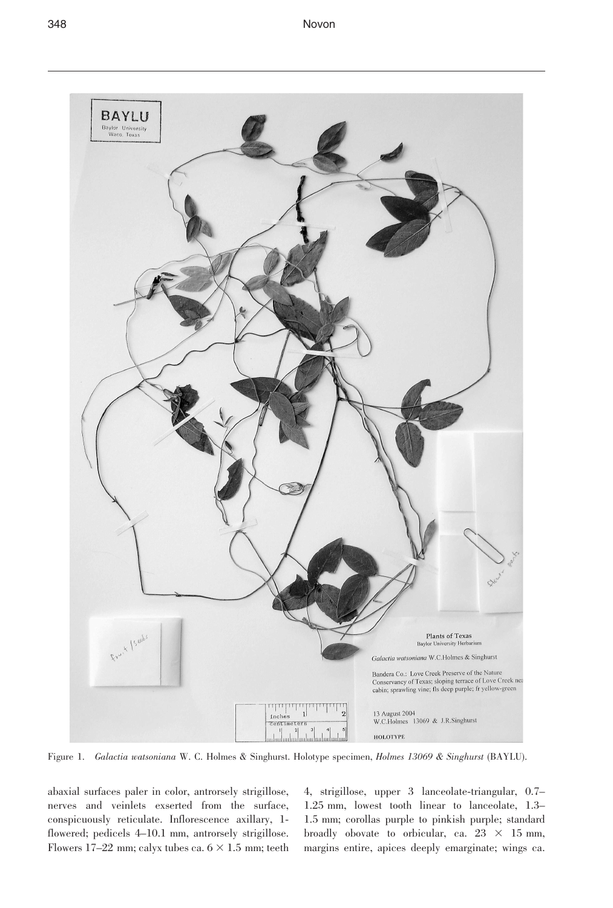Figure 1. *Galactia watsoniana* W. C. Holmes & Singhurst. Holotype specimen, *Holmes 13069 & Singhurst* (BAYLU).

abaxial surfaces paler in color, antrorsely strigillose, nerves and veinlets exserted from the surface, conspicuously reticulate. Inflorescence axillary, 1-flowered; pedicels 4–10.1 mm, antrorsely strigillose. Flowers 17–22 mm; calyx tubes ca. 6 × 1.5 mm; teeth 4, strigillose, upper 3 lanceolate-triangular, 0.7–1.25 mm, lowest tooth linear to lanceolate, 1.3–1.5 mm; corollas purple to pinkish purple; standard broadly obovate to orbicular, ca. 23 × 15 mm, margins entire, apices deeply emarginate; wings ca.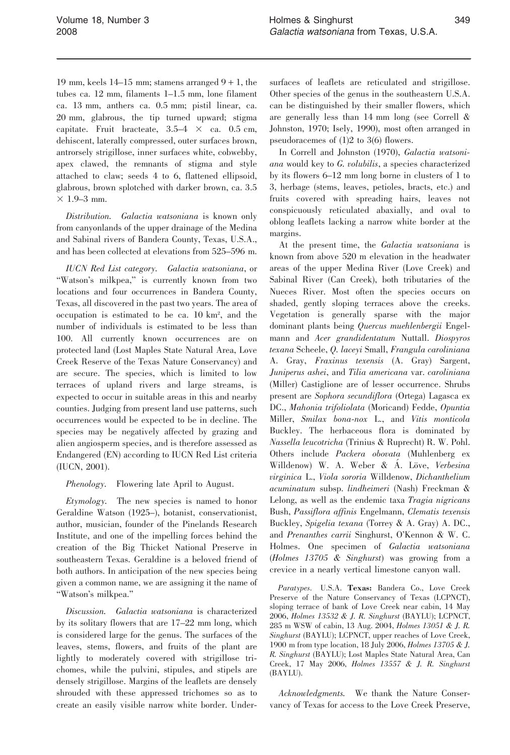19 mm, keels 14–15 mm; stamens arranged 9 + 1, the tubes ca. 12 mm, filaments 1–1.5 mm, lone filament ca. 13 mm, anthers ca. 0.5 mm; pistil linear, ca. 20 mm, glabrous, the tip turned upward; stigma capitate. Fruit bracteate, 3.5–4 × ca. 0.5 cm, dehiscent, laterally compressed, outer surfaces brown, antrorsely strigillose, inner surfaces white, cobwebby, apex clawed, the remnants of stigma and style attached to claw; seeds 4 to 6, flattened ellipsoid, glabrous, brown splotched with darker brown, ca. 3.5 × 1.9–3 mm.

*Distribution.* *Galactia watsoniana* is known only from canyonlands of the upper drainage of the Medina and Sabinal rivers of Bandera County, Texas, U.S.A., and has been collected at elevations from 525–596 m.

*IUCN Red List category.* *Galactia watsoniana*, or "Watson's milkpea," is currently known from two locations and four occurrences in Bandera County, Texas, all discovered in the past two years. The area of occupation is estimated to be ca. 10 km$^2$, and the number of individuals is estimated to be less than 100. All currently known occurrences are on protected land (Lost Maples State Natural Area, Love Creek Reserve of the Texas Nature Conservancy) and are secure. The species, which is limited to low terraces of upland rivers and large streams, is expected to occur in suitable areas in this and nearby counties. Judging from present land use patterns, such occurrences would be expected to be in decline. The species may be negatively affected by grazing and alien angiosperm species, and is therefore assessed as Endangered (EN) according to IUCN Red List criteria (IUCN, 2001).

*Phenology.* Flowering late April to August.

*Etymology.* The new species is named to honor Geraldine Watson (1925–), botanist, conservationist, author, musician, founder of the Pinelands Research Institute, and one of the impelling forces behind the creation of the Big Thicket National Preserve in southeastern Texas. Geraldine is a beloved friend of both authors. In anticipation of the new species being given a common name, we are assigning it the name of "Watson's milkpea."

*Discussion.* *Galactia watsoniana* is characterized by its solitary flowers that are 17–22 mm long, which is considered large for the genus. The surfaces of the leaves, stems, flowers, and fruits of the plant are lightly to moderately covered with strigillose trichomes, while the pulvini, stipules, and stipels are densely strigillose. Margins of the leaflets are densely shrouded with these appressed trichomes so as to create an easily visible narrow white border. Undersurfaces of leaflets are reticulated and strigillose. Other species of the genus in the southeastern U.S.A. can be distinguished by their smaller flowers, which are generally less than 14 mm long (see Correll & Johnston, 1970; Isely, 1990), most often arranged in pseudoracemes of (1)2 to 3(6) flowers.

In Correll and Johnston (1970), *Galactia watsoniana* would key to *G. volubilis*, a species characterized by its flowers 6–12 mm long borne in clusters of 1 to 3, herbage (stems, leaves, petioles, bracts, etc.) and fruits covered with spreading hairs, leaves not conspicuously reticulated abaxially, and oval to oblong leaflets lacking a narrow white border at the margins.

At the present time, the *Galactia watsoniana* is known from above 520 m elevation in the headwater areas of the upper Medina River (Love Creek) and Sabinal River (Can Creek), both tributaries of the Nueces River. Most often the species occurs on shaded, gently sloping terraces above the creeks. Vegetation is generally sparse with the major dominant plants being *Quercus muehlenbergii* Engelmann and *Acer grandidentatum* Nuttall. *Diospyros texana* Scheele, *Q. laceyi* Small, *Frangula caroliniana* A. Gray, *Fraxinus texensis* (A. Gray) Sargent, *Juniperus ashei*, and *Tilia americana* var. *caroliniana* (Miller) Castiglione are of lesser occurrence. Shrubs present are *Sophora secundiflora* (Ortega) Lagasca ex DC., *Mahonia trifoliolata* (Moricand) Fedde, *Opuntia* Miller, *Smilax bona-nox* L., and *Vitis monticola* Buckley. The herbaceous flora is dominated by *Nassella leucotricha* (Trinius & Ruprecht) R. W. Pohl. Others include *Packera obovata* (Muhlenberg ex Willdenow) W. A. Weber & Á. Löve, *Verbesina virginica* L., *Viola sororia* Willdenow, *Dichanthelium acuminatum* subsp. *lindheimeri* (Nash) Freckman & Lelong, as well as the endemic taxa *Tragia nigricans* Bush, *Passiflora affinis* Engelmann, *Clematis texensis* Buckley, *Spigelia texana* (Torrey & A. Gray) A. DC., and *Prenanthes carrii* Singhurst, O'Kennon & W. C. Holmes. One specimen of *Galactia watsoniana* (*Holmes 13705 & Singhurst*) was growing from a crevice in a nearly vertical limestone canyon wall.

*Paratypes.* U.S.A. **Texas:** Bandera Co., Love Creek Preserve of the Nature Conservancy of Texas (LCPNCT), sloping terrace of bank of Love Creek near cabin, 14 May 2006, *Holmes 13532 & J. R. Singhurst* (BAYLU); LCPNCT, 285 m WSW of cabin, 13 Aug. 2004, *Holmes 13051 & J. R. Singhurst* (BAYLU); LCPNCT, upper reaches of Love Creek, 1900 m from type location, 18 July 2006, *Holmes 13705 & J. R. Singhurst* (BAYLU); Lost Maples State Natural Area, Can Creek, 17 May 2006, *Holmes 13557 & J. R. Singhurst* (BAYLU).

*Acknowledgments.* We thank the Nature Conservancy of Texas for access to the Love Creek Preserve,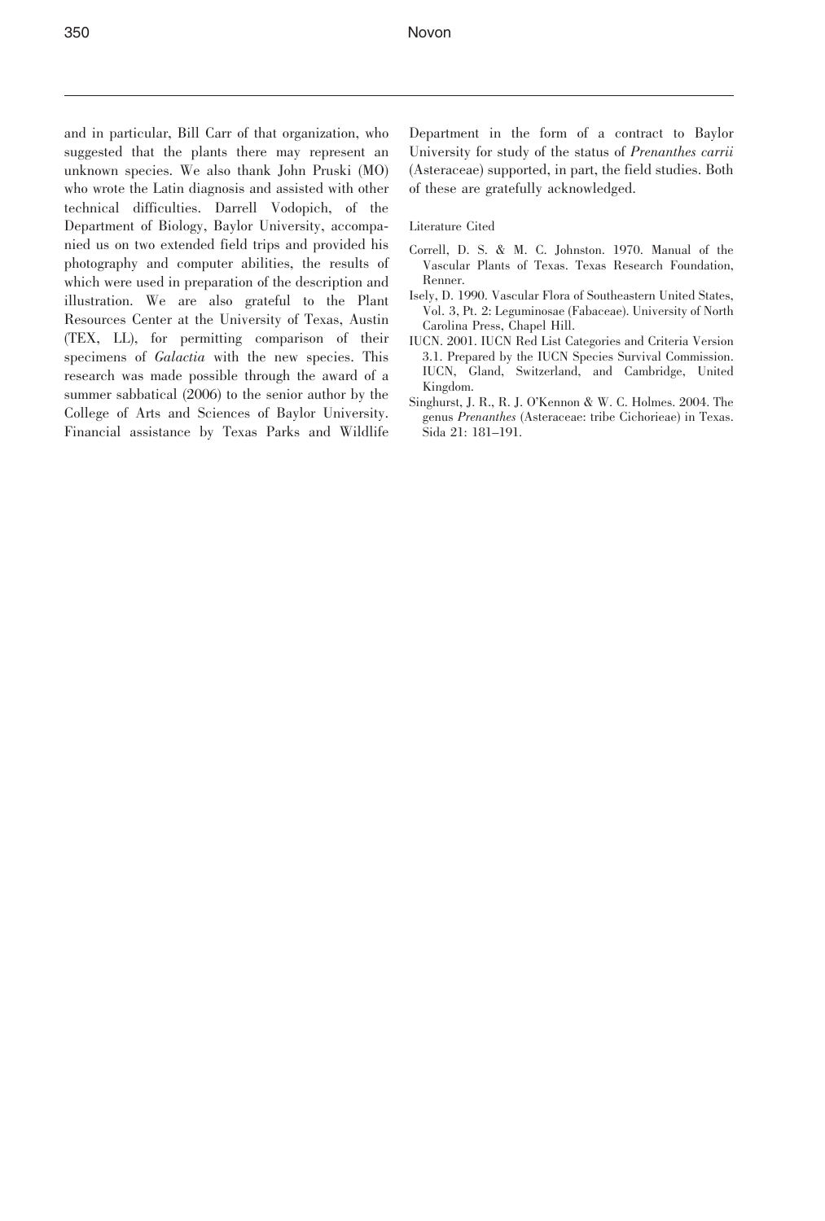and in particular, Bill Carr of that organization, who suggested that the plants there may represent an unknown species. We also thank John Pruski (MO) who wrote the Latin diagnosis and assisted with other technical difficulties. Darrell Vodopich, of the Department of Biology, Baylor University, accompanied us on two extended field trips and provided his photography and computer abilities, the results of which were used in preparation of the description and illustration. We are also grateful to the Plant Resources Center at the University of Texas, Austin (TEX, LL), for permitting comparison of their specimens of *Galactia* with the new species. This research was made possible through the award of a summer sabbatical (2006) to the senior author by the College of Arts and Sciences of Baylor University. Financial assistance by Texas Parks and Wildlife Department in the form of a contract to Baylor University for study of the status of *Prenanthes carrii* (Asteraceae) supported, in part, the field studies. Both of these are gratefully acknowledged.

## Literature Cited

Correll, D. S. & M. C. Johnston. 1970. Manual of the Vascular Plants of Texas. Texas Research Foundation, Renner.

Isely, D. 1990. Vascular Flora of Southeastern United States, Vol. 3, Pt. 2: Leguminosae (Fabaceae). University of North Carolina Press, Chapel Hill.

IUCN. 2001. IUCN Red List Categories and Criteria Version 3.1. Prepared by the IUCN Species Survival Commission. IUCN, Gland, Switzerland, and Cambridge, United Kingdom.

Singhurst, J. R., R. J. O'Kennon & W. C. Holmes. 2004. The genus *Prenanthes* (Asteraceae: tribe Cichorieae) in Texas. Sida 21: 181–191.